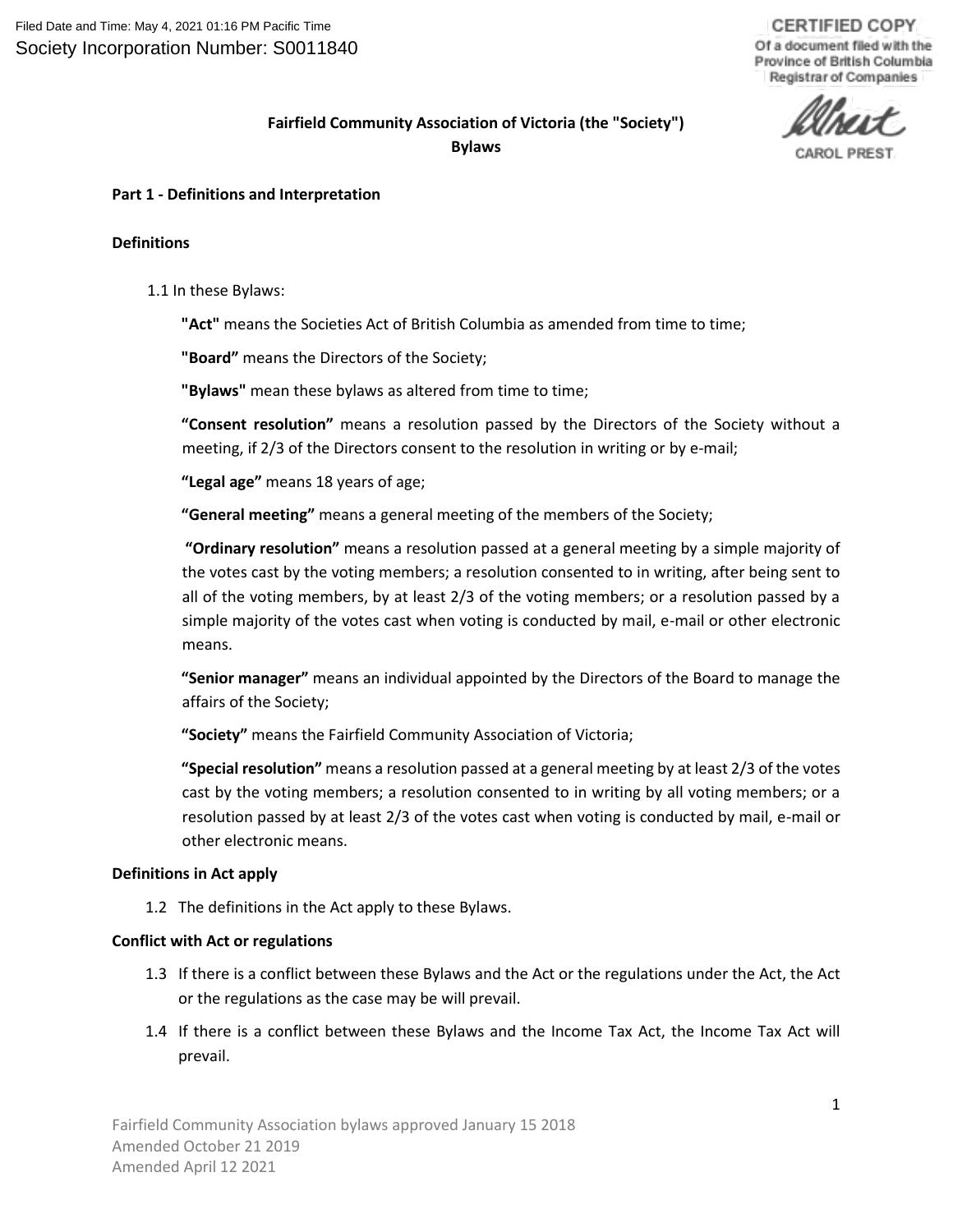Filed Date and Time: May 4, 2021 01:16 PM Pacific Time
Society Incorporation Number: S0011840

CERTIFIED COPY
Of a document filed with the Province of British Columbia Registrar of Companies

CAROL PREST

# Fairfield Community Association of Victoria (the "Society") Bylaws

## Part 1 - Definitions and Interpretation

### Definitions

1.1 In these Bylaws:

**"Act"** means the Societies Act of British Columbia as amended from time to time;

**"Board"** means the Directors of the Society;

**"Bylaws"** mean these bylaws as altered from time to time;

**"Consent resolution"** means a resolution passed by the Directors of the Society without a meeting, if 2/3 of the Directors consent to the resolution in writing or by e-mail;

**"Legal age"** means 18 years of age;

**"General meeting"** means a general meeting of the members of the Society;

**"Ordinary resolution"** means a resolution passed at a general meeting by a simple majority of the votes cast by the voting members; a resolution consented to in writing, after being sent to all of the voting members, by at least 2/3 of the voting members; or a resolution passed by a simple majority of the votes cast when voting is conducted by mail, e-mail or other electronic means.

**"Senior manager"** means an individual appointed by the Directors of the Board to manage the affairs of the Society;

**"Society"** means the Fairfield Community Association of Victoria;

**"Special resolution"** means a resolution passed at a general meeting by at least 2/3 of the votes cast by the voting members; a resolution consented to in writing by all voting members; or a resolution passed by at least 2/3 of the votes cast when voting is conducted by mail, e-mail or other electronic means.

### Definitions in Act apply

1.2 The definitions in the Act apply to these Bylaws.

### Conflict with Act or regulations

1.3 If there is a conflict between these Bylaws and the Act or the regulations under the Act, the Act or the regulations as the case may be will prevail.

1.4 If there is a conflict between these Bylaws and the Income Tax Act, the Income Tax Act will prevail.

Fairfield Community Association bylaws approved January 15 2018
Amended October 21 2019
Amended April 12 2021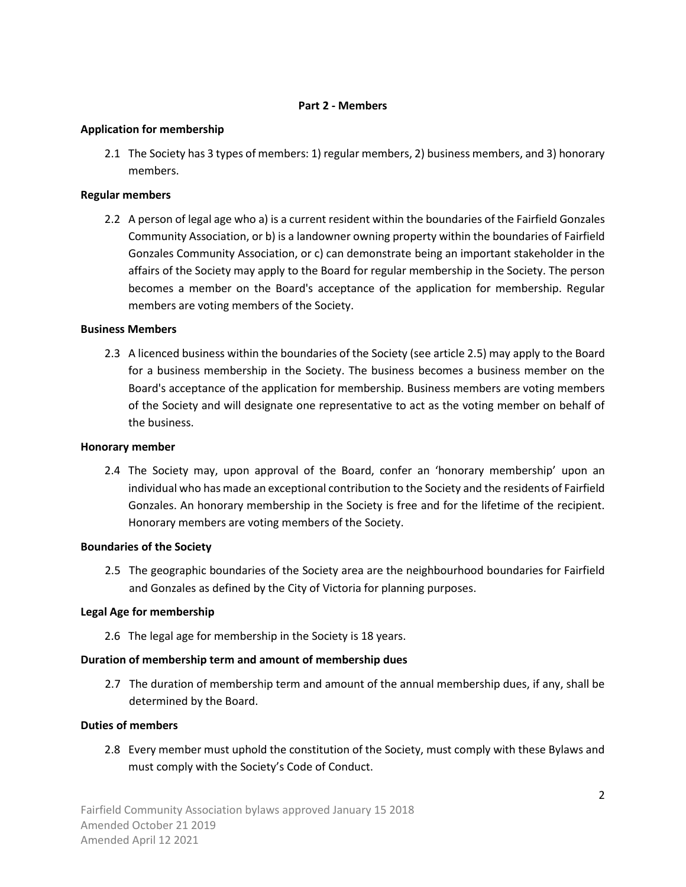## Part 2 - Members

**Application for membership**

2.1 The Society has 3 types of members: 1) regular members, 2) business members, and 3) honorary members.

**Regular members**

2.2 A person of legal age who a) is a current resident within the boundaries of the Fairfield Gonzales Community Association, or b) is a landowner owning property within the boundaries of Fairfield Gonzales Community Association, or c) can demonstrate being an important stakeholder in the affairs of the Society may apply to the Board for regular membership in the Society. The person becomes a member on the Board's acceptance of the application for membership. Regular members are voting members of the Society.

**Business Members**

2.3 A licenced business within the boundaries of the Society (see article 2.5) may apply to the Board for a business membership in the Society. The business becomes a business member on the Board's acceptance of the application for membership. Business members are voting members of the Society and will designate one representative to act as the voting member on behalf of the business.

**Honorary member**

2.4 The Society may, upon approval of the Board, confer an 'honorary membership' upon an individual who has made an exceptional contribution to the Society and the residents of Fairfield Gonzales. An honorary membership in the Society is free and for the lifetime of the recipient. Honorary members are voting members of the Society.

**Boundaries of the Society**

2.5 The geographic boundaries of the Society area are the neighbourhood boundaries for Fairfield and Gonzales as defined by the City of Victoria for planning purposes.

**Legal Age for membership**

2.6 The legal age for membership in the Society is 18 years.

**Duration of membership term and amount of membership dues**

2.7 The duration of membership term and amount of the annual membership dues, if any, shall be determined by the Board.

**Duties of members**

2.8 Every member must uphold the constitution of the Society, must comply with these Bylaws and must comply with the Society's Code of Conduct.

Fairfield Community Association bylaws approved January 15 2018
Amended October 21 2019
Amended April 12 2021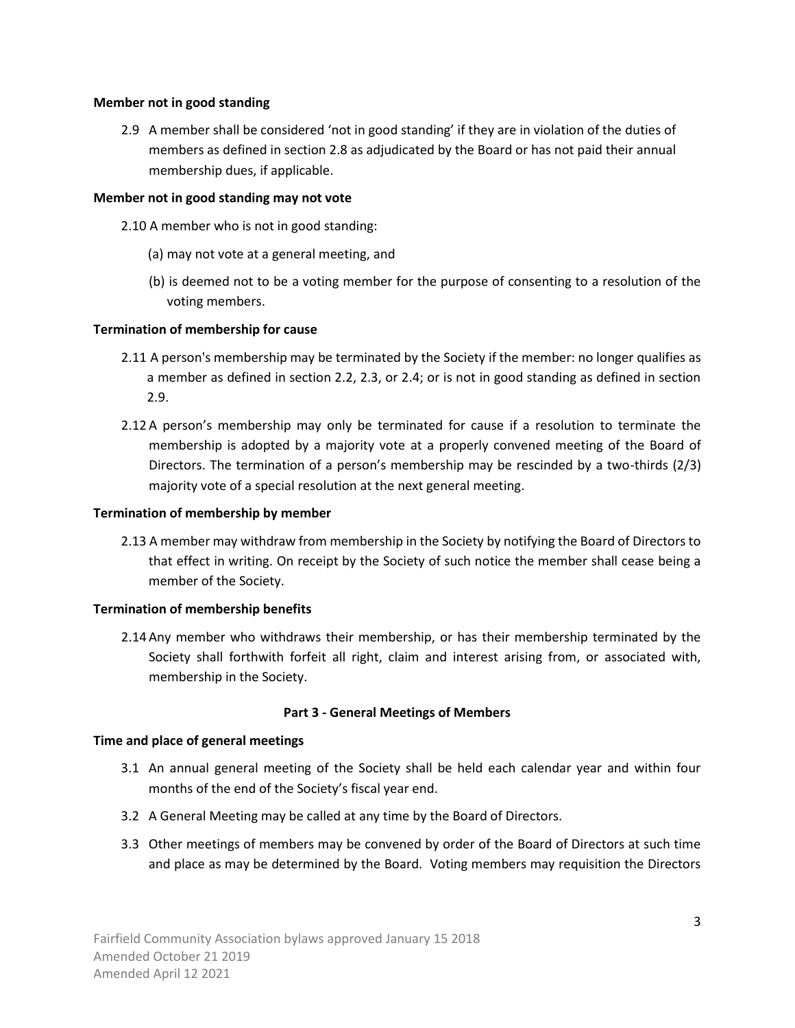**Member not in good standing**

2.9 A member shall be considered 'not in good standing' if they are in violation of the duties of members as defined in section 2.8 as adjudicated by the Board or has not paid their annual membership dues, if applicable.

**Member not in good standing may not vote**

2.10 A member who is not in good standing:

(a) may not vote at a general meeting, and

(b) is deemed not to be a voting member for the purpose of consenting to a resolution of the voting members.

**Termination of membership for cause**

2.11 A person's membership may be terminated by the Society if the member: no longer qualifies as a member as defined in section 2.2, 2.3, or 2.4; or is not in good standing as defined in section 2.9.

2.12 A person's membership may only be terminated for cause if a resolution to terminate the membership is adopted by a majority vote at a properly convened meeting of the Board of Directors. The termination of a person's membership may be rescinded by a two-thirds (2/3) majority vote of a special resolution at the next general meeting.

**Termination of membership by member**

2.13 A member may withdraw from membership in the Society by notifying the Board of Directors to that effect in writing. On receipt by the Society of such notice the member shall cease being a member of the Society.

**Termination of membership benefits**

2.14 Any member who withdraws their membership, or has their membership terminated by the Society shall forthwith forfeit all right, claim and interest arising from, or associated with, membership in the Society.

## Part 3 - General Meetings of Members

**Time and place of general meetings**

3.1 An annual general meeting of the Society shall be held each calendar year and within four months of the end of the Society's fiscal year end.

3.2 A General Meeting may be called at any time by the Board of Directors.

3.3 Other meetings of members may be convened by order of the Board of Directors at such time and place as may be determined by the Board. Voting members may requisition the Directors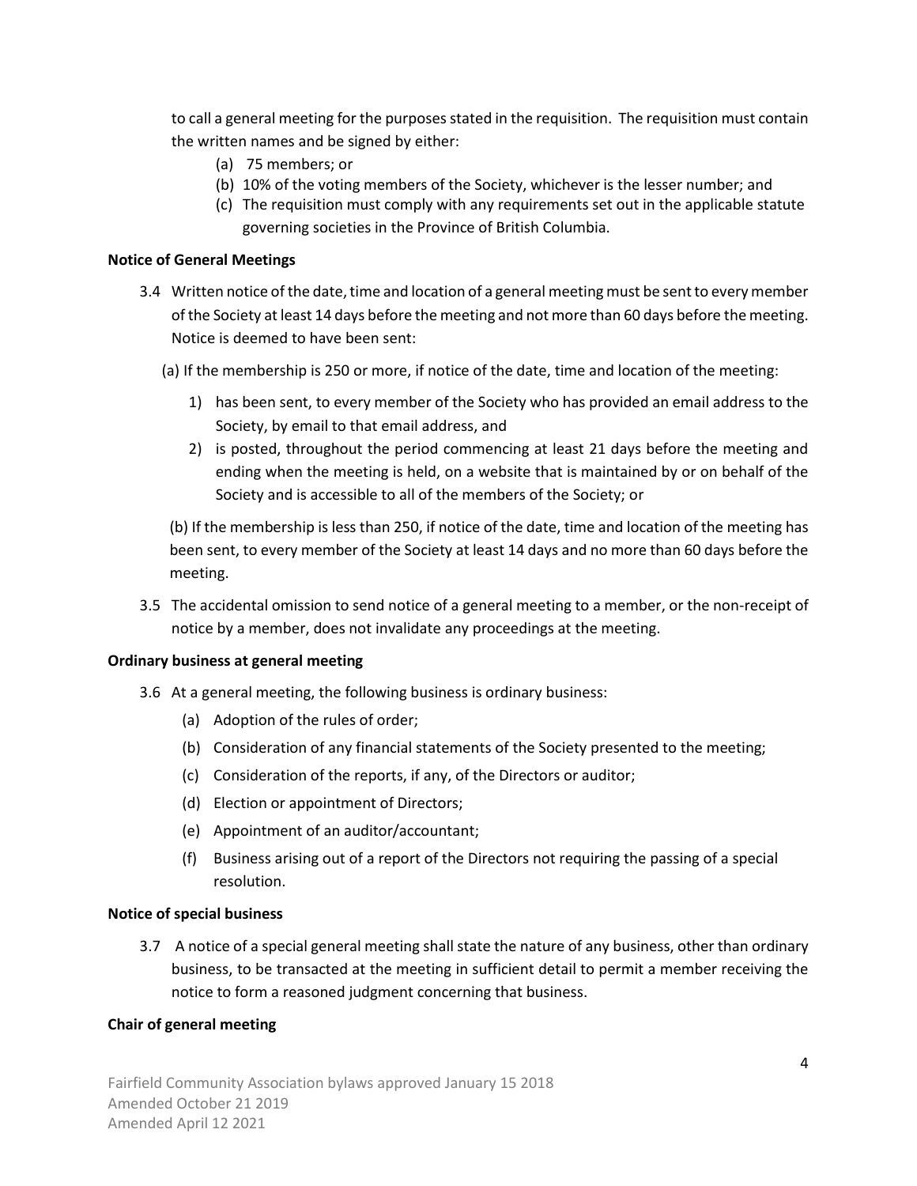to call a general meeting for the purposes stated in the requisition. The requisition must contain the written names and be signed by either:

(a) 75 members; or
(b) 10% of the voting members of the Society, whichever is the lesser number; and
(c) The requisition must comply with any requirements set out in the applicable statute governing societies in the Province of British Columbia.

**Notice of General Meetings**

3.4 Written notice of the date, time and location of a general meeting must be sent to every member of the Society at least 14 days before the meeting and not more than 60 days before the meeting. Notice is deemed to have been sent:

(a) If the membership is 250 or more, if notice of the date, time and location of the meeting:

1) has been sent, to every member of the Society who has provided an email address to the Society, by email to that email address, and
2) is posted, throughout the period commencing at least 21 days before the meeting and ending when the meeting is held, on a website that is maintained by or on behalf of the Society and is accessible to all of the members of the Society; or

(b) If the membership is less than 250, if notice of the date, time and location of the meeting has been sent, to every member of the Society at least 14 days and no more than 60 days before the meeting.

3.5 The accidental omission to send notice of a general meeting to a member, or the non-receipt of notice by a member, does not invalidate any proceedings at the meeting.

**Ordinary business at general meeting**

3.6 At a general meeting, the following business is ordinary business:

(a) Adoption of the rules of order;
(b) Consideration of any financial statements of the Society presented to the meeting;
(c) Consideration of the reports, if any, of the Directors or auditor;
(d) Election or appointment of Directors;
(e) Appointment of an auditor/accountant;
(f) Business arising out of a report of the Directors not requiring the passing of a special resolution.

**Notice of special business**

3.7 A notice of a special general meeting shall state the nature of any business, other than ordinary business, to be transacted at the meeting in sufficient detail to permit a member receiving the notice to form a reasoned judgment concerning that business.

**Chair of general meeting**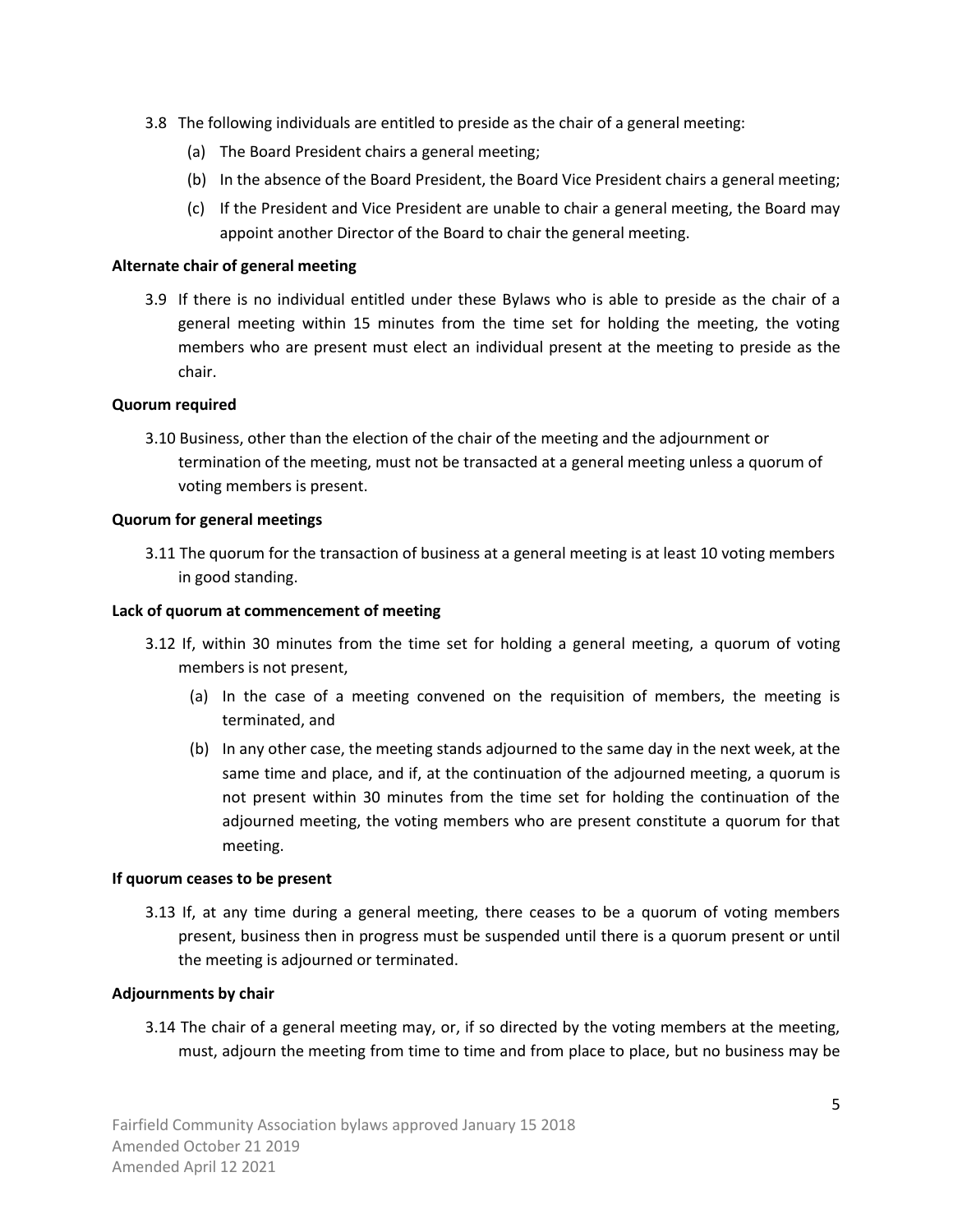3.8 The following individuals are entitled to preside as the chair of a general meeting:

(a) The Board President chairs a general meeting;

(b) In the absence of the Board President, the Board Vice President chairs a general meeting;

(c) If the President and Vice President are unable to chair a general meeting, the Board may appoint another Director of the Board to chair the general meeting.

**Alternate chair of general meeting**

3.9 If there is no individual entitled under these Bylaws who is able to preside as the chair of a general meeting within 15 minutes from the time set for holding the meeting, the voting members who are present must elect an individual present at the meeting to preside as the chair.

**Quorum required**

3.10 Business, other than the election of the chair of the meeting and the adjournment or termination of the meeting, must not be transacted at a general meeting unless a quorum of voting members is present.

**Quorum for general meetings**

3.11 The quorum for the transaction of business at a general meeting is at least 10 voting members in good standing.

**Lack of quorum at commencement of meeting**

3.12 If, within 30 minutes from the time set for holding a general meeting, a quorum of voting members is not present,

(a) In the case of a meeting convened on the requisition of members, the meeting is terminated, and

(b) In any other case, the meeting stands adjourned to the same day in the next week, at the same time and place, and if, at the continuation of the adjourned meeting, a quorum is not present within 30 minutes from the time set for holding the continuation of the adjourned meeting, the voting members who are present constitute a quorum for that meeting.

**If quorum ceases to be present**

3.13 If, at any time during a general meeting, there ceases to be a quorum of voting members present, business then in progress must be suspended until there is a quorum present or until the meeting is adjourned or terminated.

**Adjournments by chair**

3.14 The chair of a general meeting may, or, if so directed by the voting members at the meeting, must, adjourn the meeting from time to time and from place to place, but no business may be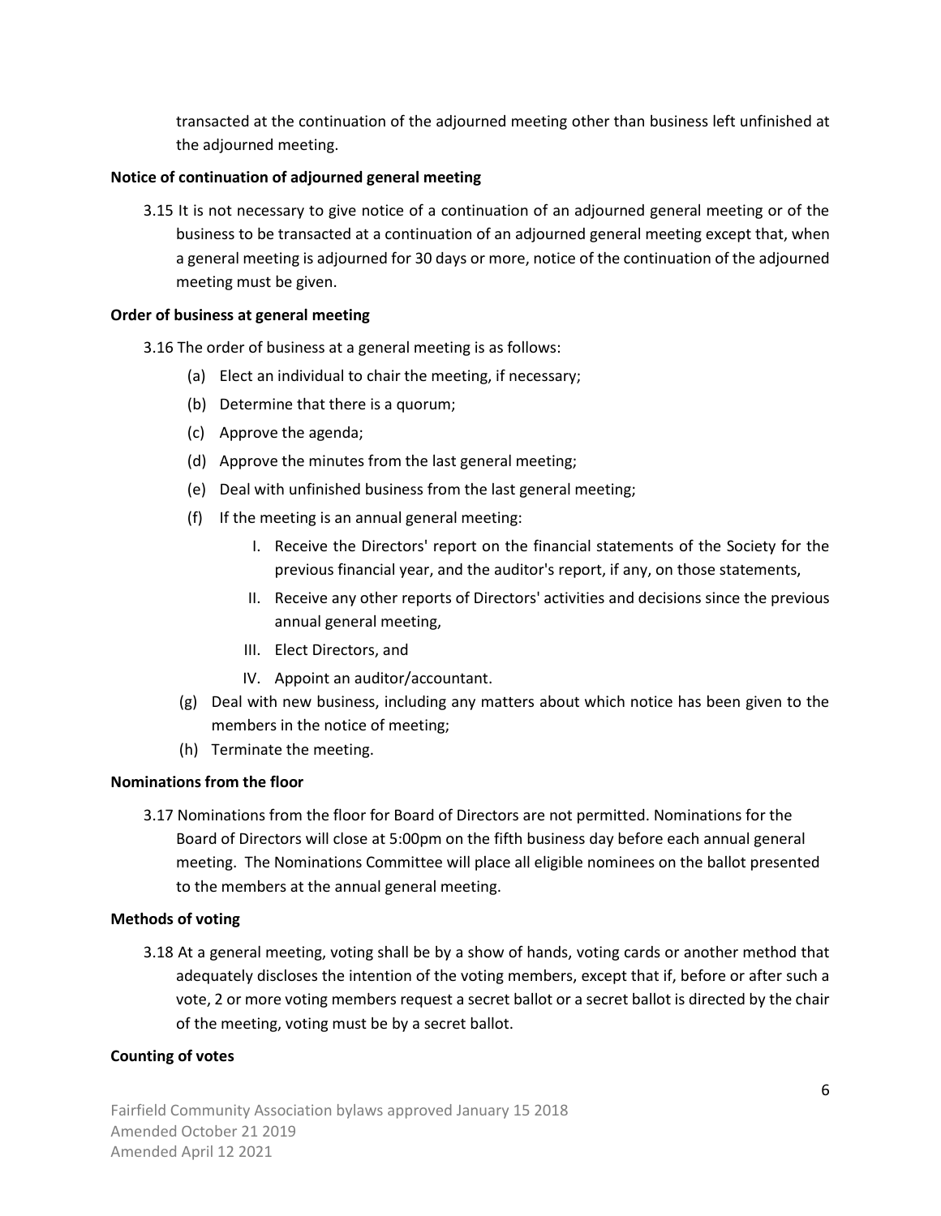transacted at the continuation of the adjourned meeting other than business left unfinished at the adjourned meeting.

**Notice of continuation of adjourned general meeting**

3.15 It is not necessary to give notice of a continuation of an adjourned general meeting or of the business to be transacted at a continuation of an adjourned general meeting except that, when a general meeting is adjourned for 30 days or more, notice of the continuation of the adjourned meeting must be given.

**Order of business at general meeting**

3.16 The order of business at a general meeting is as follows:

(a) Elect an individual to chair the meeting, if necessary;

(b) Determine that there is a quorum;

(c) Approve the agenda;

(d) Approve the minutes from the last general meeting;

(e) Deal with unfinished business from the last general meeting;

(f) If the meeting is an annual general meeting:

  I. Receive the Directors' report on the financial statements of the Society for the previous financial year, and the auditor's report, if any, on those statements,

  II. Receive any other reports of Directors' activities and decisions since the previous annual general meeting,

  III. Elect Directors, and

  IV. Appoint an auditor/accountant.

(g) Deal with new business, including any matters about which notice has been given to the members in the notice of meeting;

(h) Terminate the meeting.

**Nominations from the floor**

3.17 Nominations from the floor for Board of Directors are not permitted. Nominations for the Board of Directors will close at 5:00pm on the fifth business day before each annual general meeting. The Nominations Committee will place all eligible nominees on the ballot presented to the members at the annual general meeting.

**Methods of voting**

3.18 At a general meeting, voting shall be by a show of hands, voting cards or another method that adequately discloses the intention of the voting members, except that if, before or after such a vote, 2 or more voting members request a secret ballot or a secret ballot is directed by the chair of the meeting, voting must be by a secret ballot.

**Counting of votes**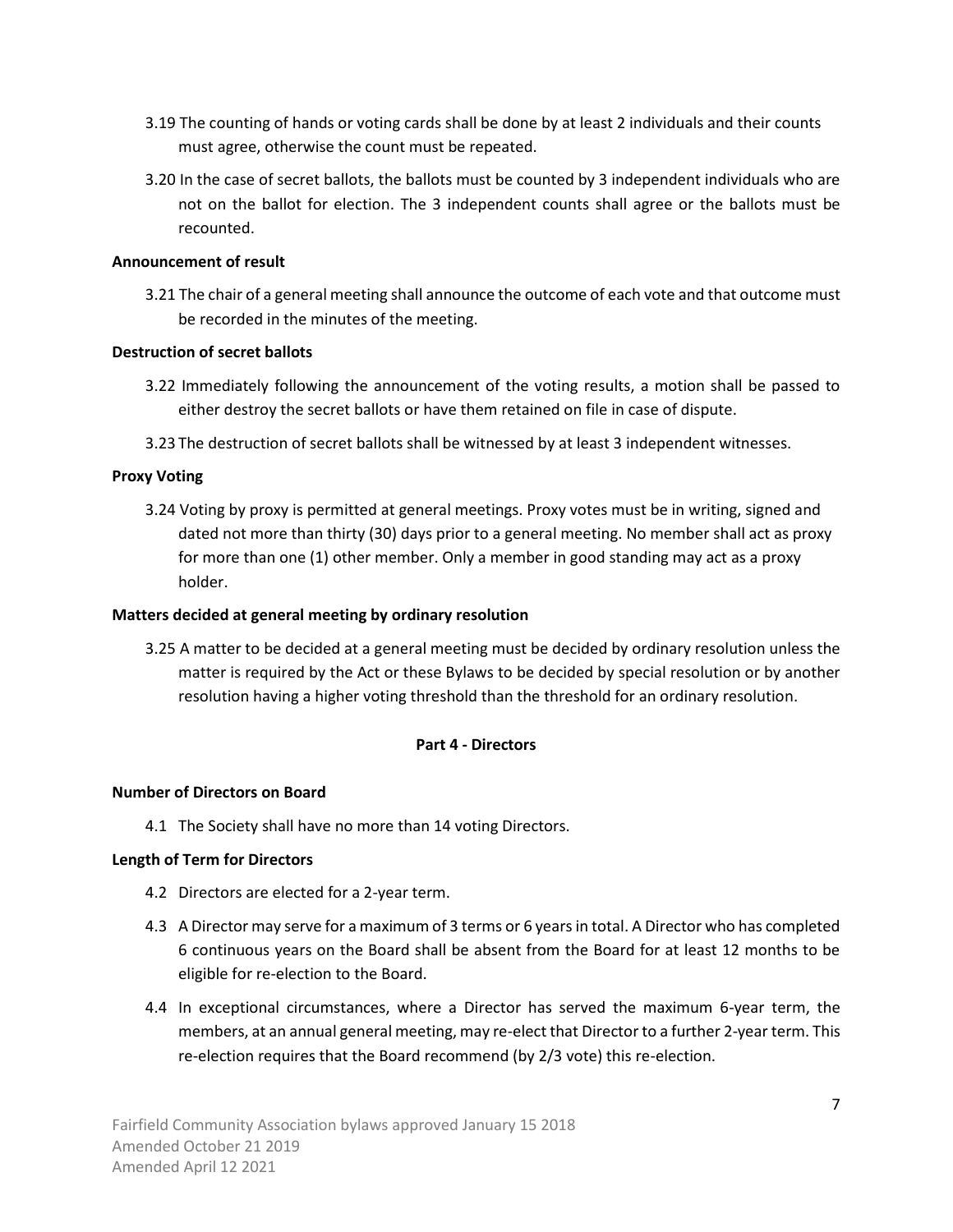3.19 The counting of hands or voting cards shall be done by at least 2 individuals and their counts must agree, otherwise the count must be repeated.

3.20 In the case of secret ballots, the ballots must be counted by 3 independent individuals who are not on the ballot for election. The 3 independent counts shall agree or the ballots must be recounted.

**Announcement of result**

3.21 The chair of a general meeting shall announce the outcome of each vote and that outcome must be recorded in the minutes of the meeting.

**Destruction of secret ballots**

3.22 Immediately following the announcement of the voting results, a motion shall be passed to either destroy the secret ballots or have them retained on file in case of dispute.

3.23 The destruction of secret ballots shall be witnessed by at least 3 independent witnesses.

**Proxy Voting**

3.24 Voting by proxy is permitted at general meetings. Proxy votes must be in writing, signed and dated not more than thirty (30) days prior to a general meeting. No member shall act as proxy for more than one (1) other member. Only a member in good standing may act as a proxy holder.

**Matters decided at general meeting by ordinary resolution**

3.25 A matter to be decided at a general meeting must be decided by ordinary resolution unless the matter is required by the Act or these Bylaws to be decided by special resolution or by another resolution having a higher voting threshold than the threshold for an ordinary resolution.

## Part 4 - Directors

**Number of Directors on Board**

4.1 The Society shall have no more than 14 voting Directors.

**Length of Term for Directors**

4.2 Directors are elected for a 2-year term.

4.3 A Director may serve for a maximum of 3 terms or 6 years in total. A Director who has completed 6 continuous years on the Board shall be absent from the Board for at least 12 months to be eligible for re-election to the Board.

4.4 In exceptional circumstances, where a Director has served the maximum 6-year term, the members, at an annual general meeting, may re-elect that Director to a further 2-year term. This re-election requires that the Board recommend (by 2/3 vote) this re-election.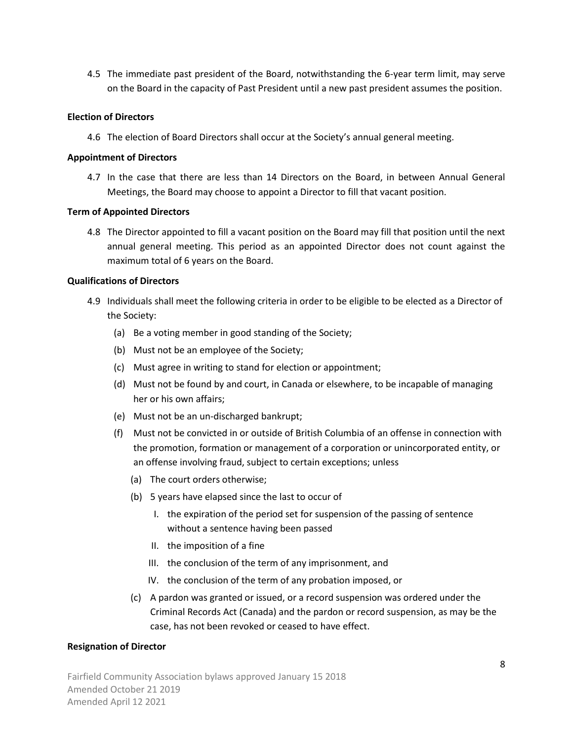4.5 The immediate past president of the Board, notwithstanding the 6-year term limit, may serve on the Board in the capacity of Past President until a new past president assumes the position.

**Election of Directors**

4.6 The election of Board Directors shall occur at the Society's annual general meeting.

**Appointment of Directors**

4.7 In the case that there are less than 14 Directors on the Board, in between Annual General Meetings, the Board may choose to appoint a Director to fill that vacant position.

**Term of Appointed Directors**

4.8 The Director appointed to fill a vacant position on the Board may fill that position until the next annual general meeting. This period as an appointed Director does not count against the maximum total of 6 years on the Board.

**Qualifications of Directors**

4.9 Individuals shall meet the following criteria in order to be eligible to be elected as a Director of the Society:

- (a) Be a voting member in good standing of the Society;
- (b) Must not be an employee of the Society;
- (c) Must agree in writing to stand for election or appointment;
- (d) Must not be found by and court, in Canada or elsewhere, to be incapable of managing her or his own affairs;
- (e) Must not be an un-discharged bankrupt;
- (f) Must not be convicted in or outside of British Columbia of an offense in connection with the promotion, formation or management of a corporation or unincorporated entity, or an offense involving fraud, subject to certain exceptions; unless
  - (a) The court orders otherwise;
  - (b) 5 years have elapsed since the last to occur of
    - I. the expiration of the period set for suspension of the passing of sentence without a sentence having been passed
    - II. the imposition of a fine
    - III. the conclusion of the term of any imprisonment, and
    - IV. the conclusion of the term of any probation imposed, or
  - (c) A pardon was granted or issued, or a record suspension was ordered under the Criminal Records Act (Canada) and the pardon or record suspension, as may be the case, has not been revoked or ceased to have effect.

**Resignation of Director**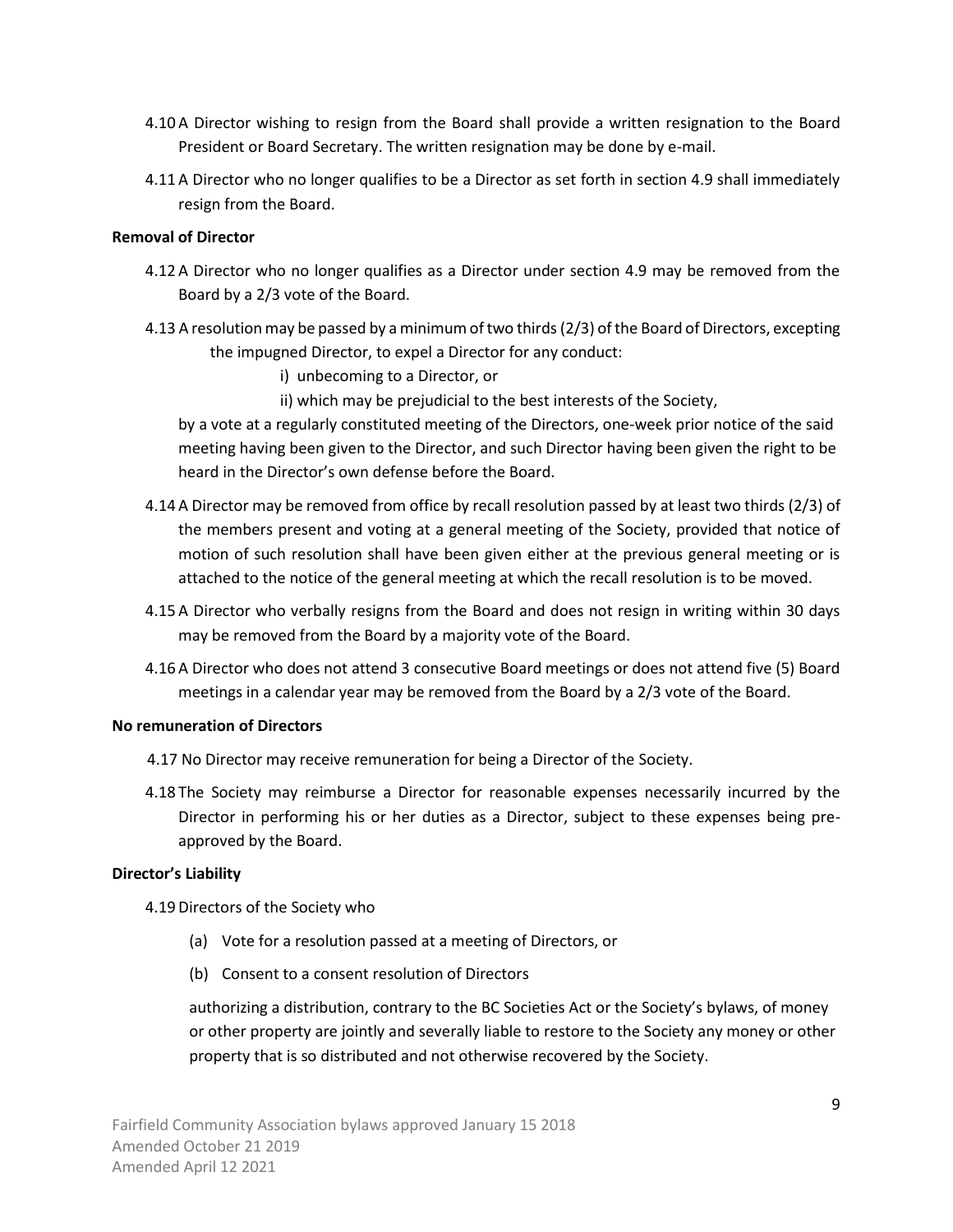4.10 A Director wishing to resign from the Board shall provide a written resignation to the Board President or Board Secretary. The written resignation may be done by e-mail.

4.11 A Director who no longer qualifies to be a Director as set forth in section 4.9 shall immediately resign from the Board.

**Removal of Director**

4.12 A Director who no longer qualifies as a Director under section 4.9 may be removed from the Board by a 2/3 vote of the Board.

4.13 A resolution may be passed by a minimum of two thirds (2/3) of the Board of Directors, excepting the impugned Director, to expel a Director for any conduct:

i) unbecoming to a Director, or

ii) which may be prejudicial to the best interests of the Society,

by a vote at a regularly constituted meeting of the Directors, one-week prior notice of the said meeting having been given to the Director, and such Director having been given the right to be heard in the Director's own defense before the Board.

4.14 A Director may be removed from office by recall resolution passed by at least two thirds (2/3) of the members present and voting at a general meeting of the Society, provided that notice of motion of such resolution shall have been given either at the previous general meeting or is attached to the notice of the general meeting at which the recall resolution is to be moved.

4.15 A Director who verbally resigns from the Board and does not resign in writing within 30 days may be removed from the Board by a majority vote of the Board.

4.16 A Director who does not attend 3 consecutive Board meetings or does not attend five (5) Board meetings in a calendar year may be removed from the Board by a 2/3 vote of the Board.

**No remuneration of Directors**

4.17 No Director may receive remuneration for being a Director of the Society.

4.18 The Society may reimburse a Director for reasonable expenses necessarily incurred by the Director in performing his or her duties as a Director, subject to these expenses being pre-approved by the Board.

**Director's Liability**

4.19 Directors of the Society who

(a) Vote for a resolution passed at a meeting of Directors, or

(b) Consent to a consent resolution of Directors

authorizing a distribution, contrary to the BC Societies Act or the Society's bylaws, of money or other property are jointly and severally liable to restore to the Society any money or other property that is so distributed and not otherwise recovered by the Society.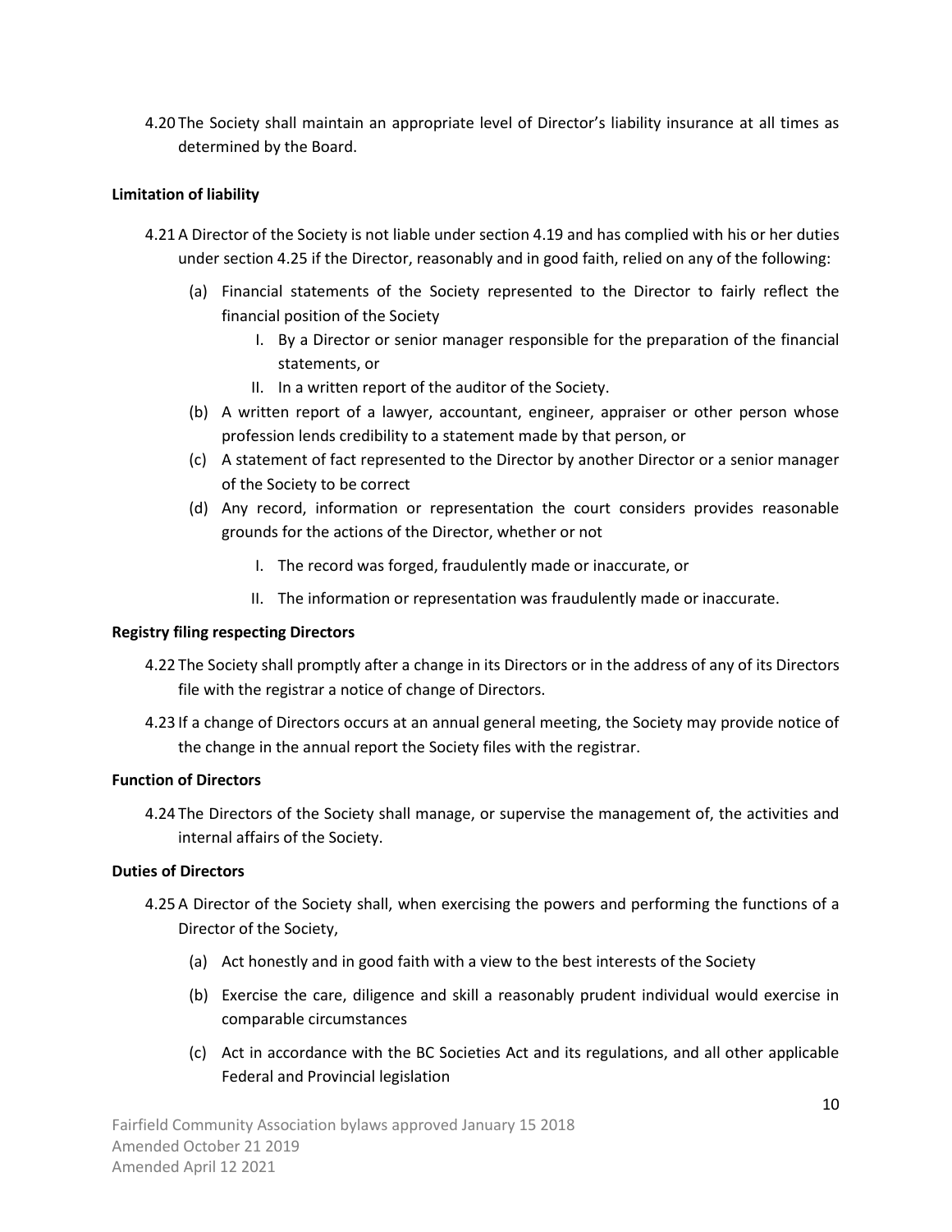4.20 The Society shall maintain an appropriate level of Director's liability insurance at all times as determined by the Board.

**Limitation of liability**

4.21 A Director of the Society is not liable under section 4.19 and has complied with his or her duties under section 4.25 if the Director, reasonably and in good faith, relied on any of the following:

- (a) Financial statements of the Society represented to the Director to fairly reflect the financial position of the Society
  - I. By a Director or senior manager responsible for the preparation of the financial statements, or
  - II. In a written report of the auditor of the Society.
- (b) A written report of a lawyer, accountant, engineer, appraiser or other person whose profession lends credibility to a statement made by that person, or
- (c) A statement of fact represented to the Director by another Director or a senior manager of the Society to be correct
- (d) Any record, information or representation the court considers provides reasonable grounds for the actions of the Director, whether or not
  - I. The record was forged, fraudulently made or inaccurate, or
  - II. The information or representation was fraudulently made or inaccurate.

**Registry filing respecting Directors**

4.22 The Society shall promptly after a change in its Directors or in the address of any of its Directors file with the registrar a notice of change of Directors.

4.23 If a change of Directors occurs at an annual general meeting, the Society may provide notice of the change in the annual report the Society files with the registrar.

**Function of Directors**

4.24 The Directors of the Society shall manage, or supervise the management of, the activities and internal affairs of the Society.

**Duties of Directors**

4.25 A Director of the Society shall, when exercising the powers and performing the functions of a Director of the Society,

- (a) Act honestly and in good faith with a view to the best interests of the Society
- (b) Exercise the care, diligence and skill a reasonably prudent individual would exercise in comparable circumstances
- (c) Act in accordance with the BC Societies Act and its regulations, and all other applicable Federal and Provincial legislation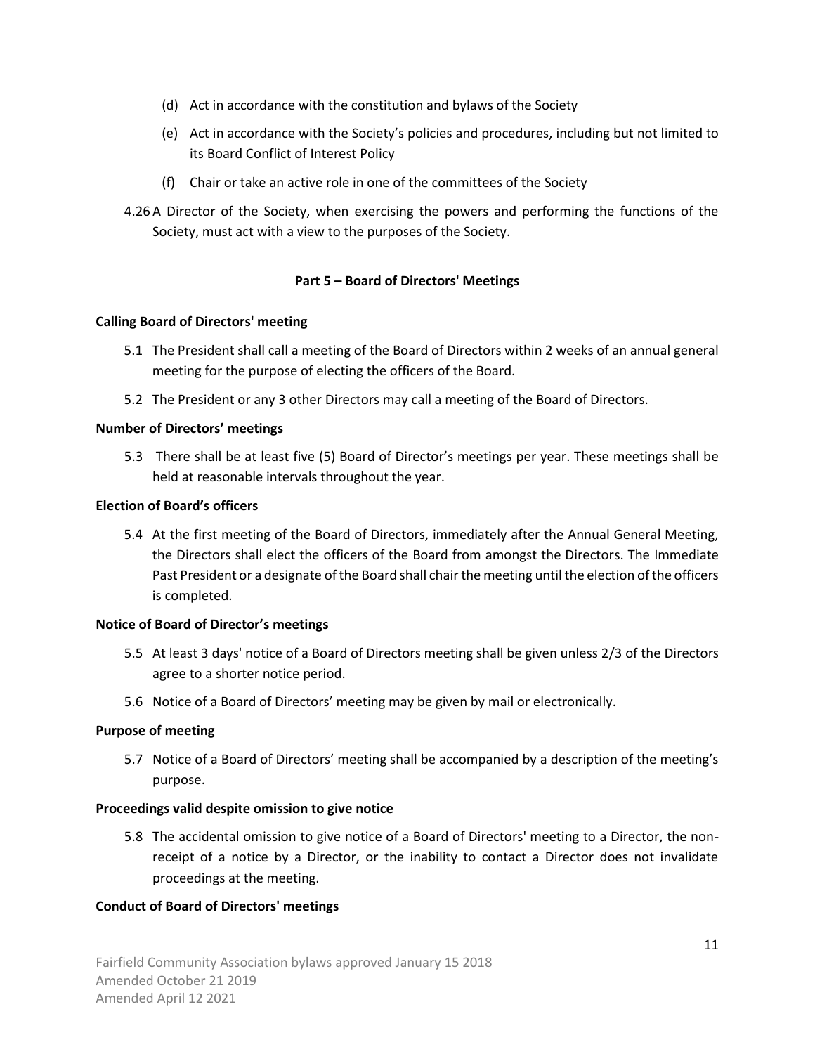(d) Act in accordance with the constitution and bylaws of the Society

(e) Act in accordance with the Society's policies and procedures, including but not limited to its Board Conflict of Interest Policy

(f) Chair or take an active role in one of the committees of the Society

4.26 A Director of the Society, when exercising the powers and performing the functions of the Society, must act with a view to the purposes of the Society.

## Part 5 – Board of Directors' Meetings

**Calling Board of Directors' meeting**

5.1 The President shall call a meeting of the Board of Directors within 2 weeks of an annual general meeting for the purpose of electing the officers of the Board.

5.2 The President or any 3 other Directors may call a meeting of the Board of Directors.

**Number of Directors' meetings**

5.3 There shall be at least five (5) Board of Director's meetings per year. These meetings shall be held at reasonable intervals throughout the year.

**Election of Board's officers**

5.4 At the first meeting of the Board of Directors, immediately after the Annual General Meeting, the Directors shall elect the officers of the Board from amongst the Directors. The Immediate Past President or a designate of the Board shall chair the meeting until the election of the officers is completed.

**Notice of Board of Director's meetings**

5.5 At least 3 days' notice of a Board of Directors meeting shall be given unless 2/3 of the Directors agree to a shorter notice period.

5.6 Notice of a Board of Directors' meeting may be given by mail or electronically.

**Purpose of meeting**

5.7 Notice of a Board of Directors' meeting shall be accompanied by a description of the meeting's purpose.

**Proceedings valid despite omission to give notice**

5.8 The accidental omission to give notice of a Board of Directors' meeting to a Director, the non-receipt of a notice by a Director, or the inability to contact a Director does not invalidate proceedings at the meeting.

**Conduct of Board of Directors' meetings**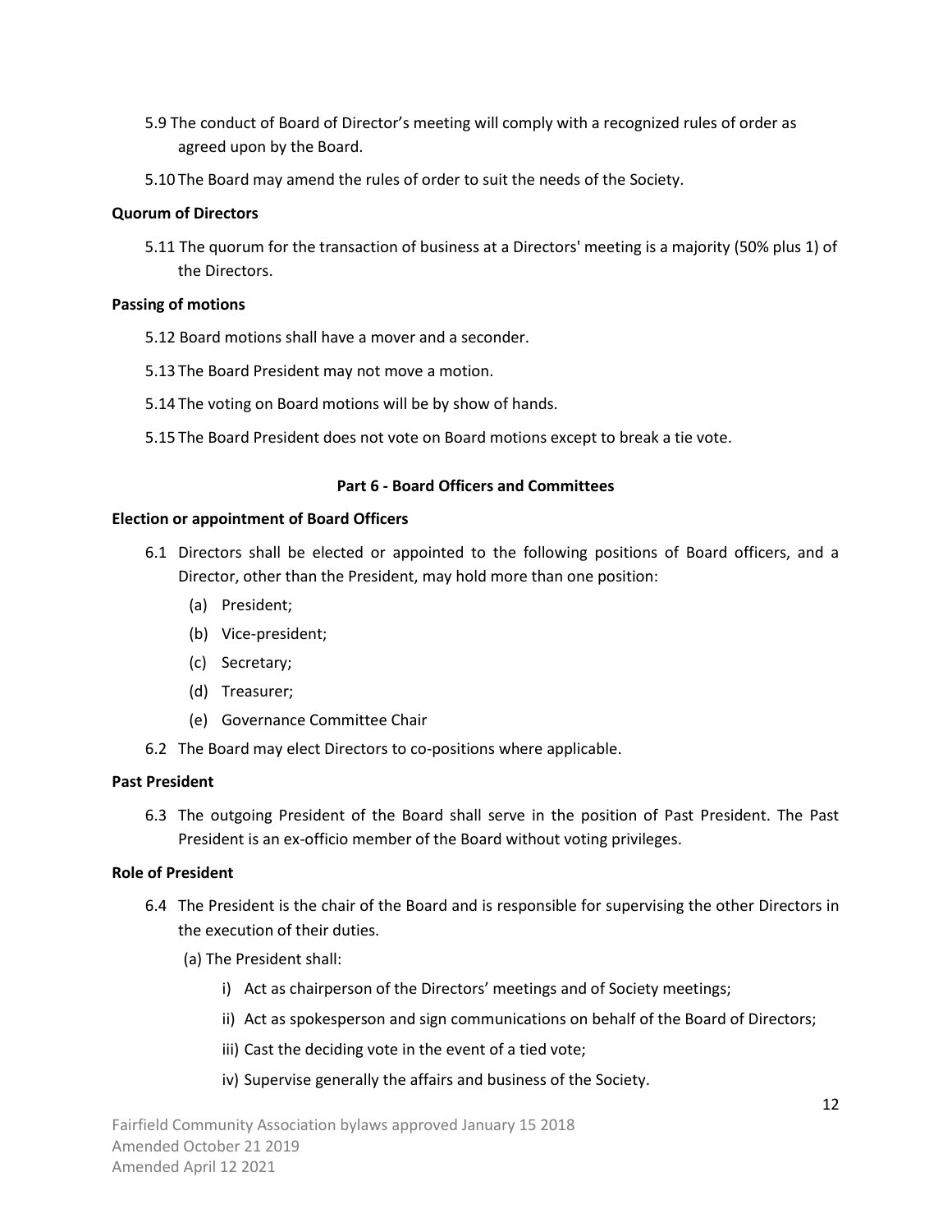5.9 The conduct of Board of Director's meeting will comply with a recognized rules of order as agreed upon by the Board.

5.10 The Board may amend the rules of order to suit the needs of the Society.

**Quorum of Directors**

5.11 The quorum for the transaction of business at a Directors' meeting is a majority (50% plus 1) of the Directors.

**Passing of motions**

5.12 Board motions shall have a mover and a seconder.

5.13 The Board President may not move a motion.

5.14 The voting on Board motions will be by show of hands.

5.15 The Board President does not vote on Board motions except to break a tie vote.

## Part 6 - Board Officers and Committees

**Election or appointment of Board Officers**

6.1 Directors shall be elected or appointed to the following positions of Board officers, and a Director, other than the President, may hold more than one position:

- (a) President;
- (b) Vice-president;
- (c) Secretary;
- (d) Treasurer;
- (e) Governance Committee Chair

6.2 The Board may elect Directors to co-positions where applicable.

**Past President**

6.3 The outgoing President of the Board shall serve in the position of Past President. The Past President is an ex-officio member of the Board without voting privileges.

**Role of President**

6.4 The President is the chair of the Board and is responsible for supervising the other Directors in the execution of their duties.

(a) The President shall:

- i) Act as chairperson of the Directors' meetings and of Society meetings;
- ii) Act as spokesperson and sign communications on behalf of the Board of Directors;
- iii) Cast the deciding vote in the event of a tied vote;
- iv) Supervise generally the affairs and business of the Society.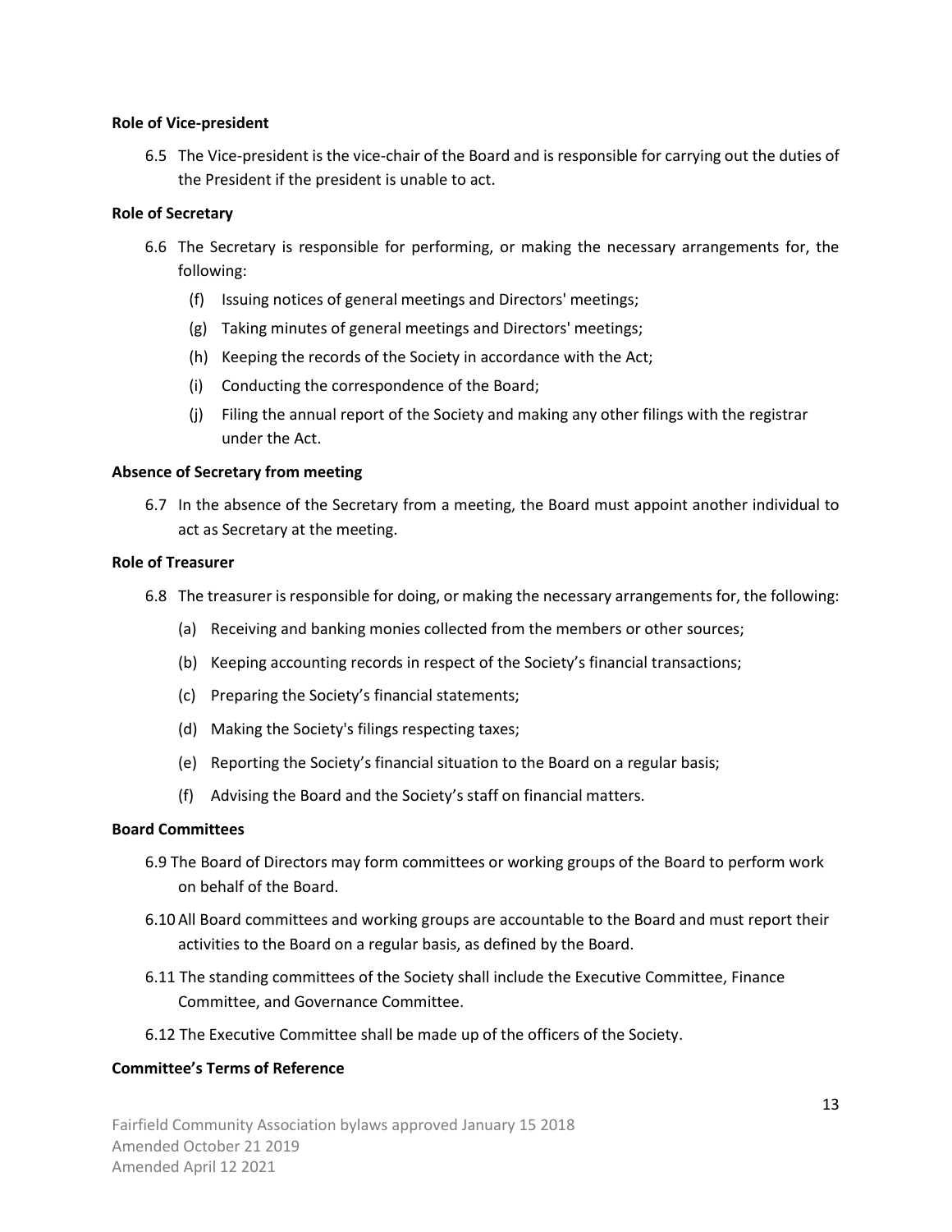**Role of Vice-president**

6.5 The Vice-president is the vice-chair of the Board and is responsible for carrying out the duties of the President if the president is unable to act.

**Role of Secretary**

6.6 The Secretary is responsible for performing, or making the necessary arrangements for, the following:

(f) Issuing notices of general meetings and Directors' meetings;

(g) Taking minutes of general meetings and Directors' meetings;

(h) Keeping the records of the Society in accordance with the Act;

(i) Conducting the correspondence of the Board;

(j) Filing the annual report of the Society and making any other filings with the registrar under the Act.

**Absence of Secretary from meeting**

6.7 In the absence of the Secretary from a meeting, the Board must appoint another individual to act as Secretary at the meeting.

**Role of Treasurer**

6.8 The treasurer is responsible for doing, or making the necessary arrangements for, the following:

(a) Receiving and banking monies collected from the members or other sources;

(b) Keeping accounting records in respect of the Society's financial transactions;

(c) Preparing the Society's financial statements;

(d) Making the Society's filings respecting taxes;

(e) Reporting the Society's financial situation to the Board on a regular basis;

(f) Advising the Board and the Society's staff on financial matters.

**Board Committees**

6.9 The Board of Directors may form committees or working groups of the Board to perform work on behalf of the Board.

6.10 All Board committees and working groups are accountable to the Board and must report their activities to the Board on a regular basis, as defined by the Board.

6.11 The standing committees of the Society shall include the Executive Committee, Finance Committee, and Governance Committee.

6.12 The Executive Committee shall be made up of the officers of the Society.

**Committee's Terms of Reference**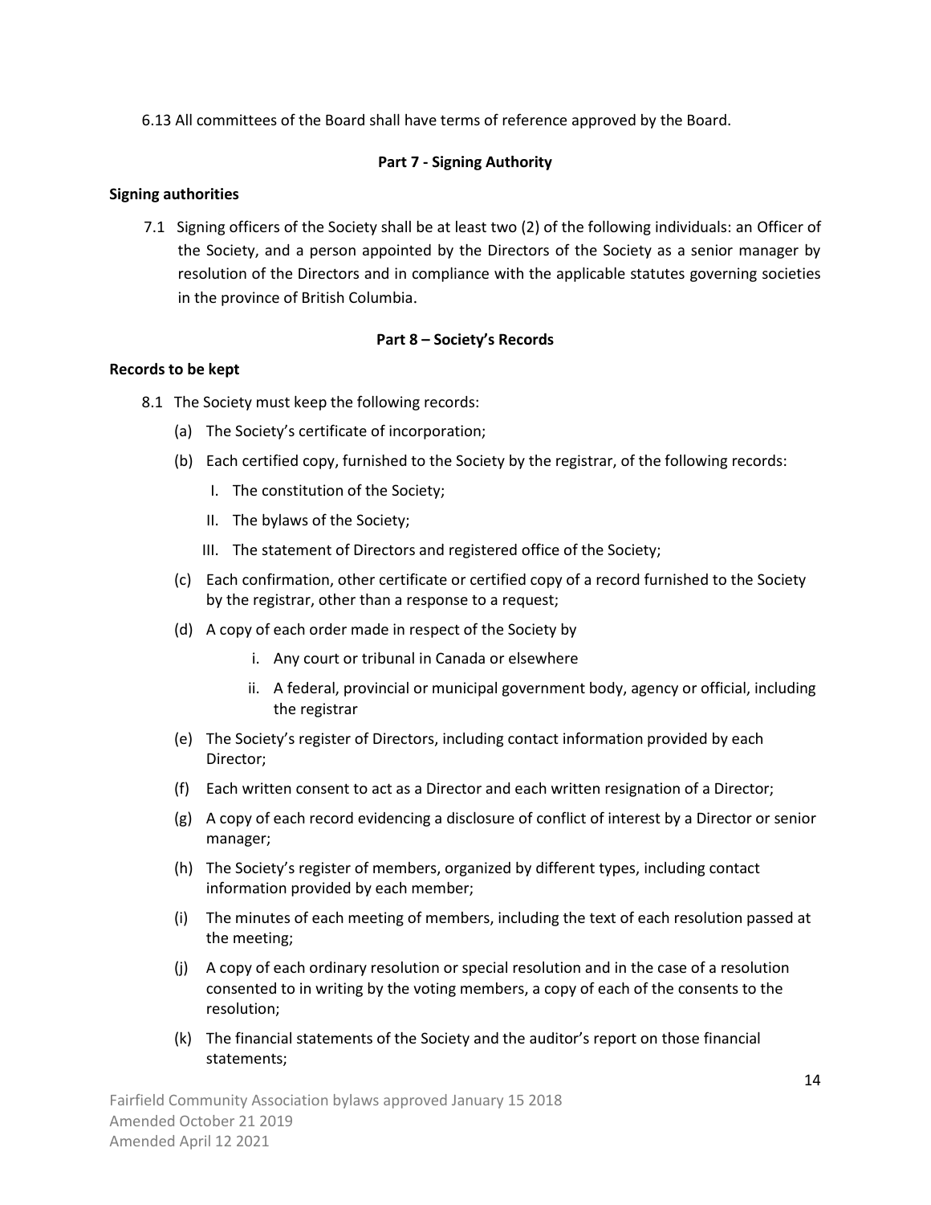6.13 All committees of the Board shall have terms of reference approved by the Board.

## Part 7 - Signing Authority

**Signing authorities**

7.1 Signing officers of the Society shall be at least two (2) of the following individuals: an Officer of the Society, and a person appointed by the Directors of the Society as a senior manager by resolution of the Directors and in compliance with the applicable statutes governing societies in the province of British Columbia.

## Part 8 – Society's Records

**Records to be kept**

8.1 The Society must keep the following records:

(a) The Society's certificate of incorporation;

(b) Each certified copy, furnished to the Society by the registrar, of the following records:

I. The constitution of the Society;

II. The bylaws of the Society;

III. The statement of Directors and registered office of the Society;

(c) Each confirmation, other certificate or certified copy of a record furnished to the Society by the registrar, other than a response to a request;

(d) A copy of each order made in respect of the Society by

i. Any court or tribunal in Canada or elsewhere

ii. A federal, provincial or municipal government body, agency or official, including the registrar

(e) The Society's register of Directors, including contact information provided by each Director;

(f) Each written consent to act as a Director and each written resignation of a Director;

(g) A copy of each record evidencing a disclosure of conflict of interest by a Director or senior manager;

(h) The Society's register of members, organized by different types, including contact information provided by each member;

(i) The minutes of each meeting of members, including the text of each resolution passed at the meeting;

(j) A copy of each ordinary resolution or special resolution and in the case of a resolution consented to in writing by the voting members, a copy of each of the consents to the resolution;

(k) The financial statements of the Society and the auditor's report on those financial statements;

Fairfield Community Association bylaws approved January 15 2018
Amended October 21 2019
Amended April 12 2021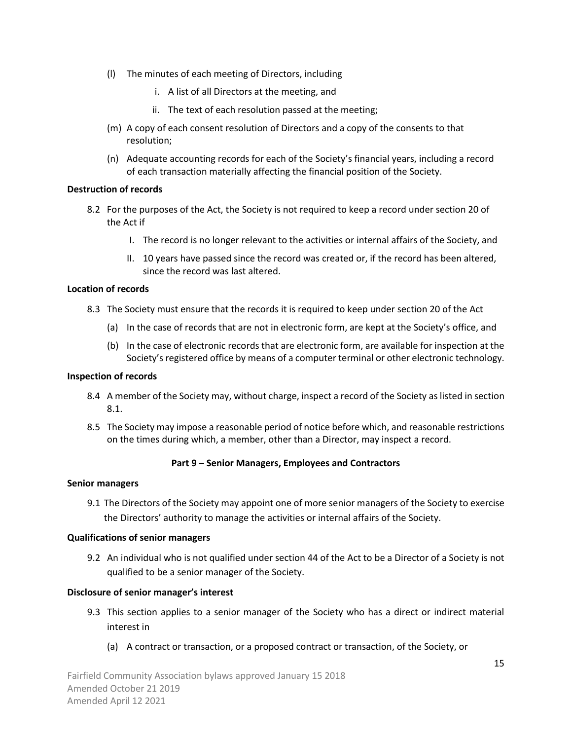(l) The minutes of each meeting of Directors, including

   i. A list of all Directors at the meeting, and

   ii. The text of each resolution passed at the meeting;

(m) A copy of each consent resolution of Directors and a copy of the consents to that resolution;

(n) Adequate accounting records for each of the Society's financial years, including a record of each transaction materially affecting the financial position of the Society.

**Destruction of records**

8.2 For the purposes of the Act, the Society is not required to keep a record under section 20 of the Act if

   I. The record is no longer relevant to the activities or internal affairs of the Society, and

   II. 10 years have passed since the record was created or, if the record has been altered, since the record was last altered.

**Location of records**

8.3 The Society must ensure that the records it is required to keep under section 20 of the Act

   (a) In the case of records that are not in electronic form, are kept at the Society's office, and

   (b) In the case of electronic records that are electronic form, are available for inspection at the Society's registered office by means of a computer terminal or other electronic technology.

**Inspection of records**

8.4 A member of the Society may, without charge, inspect a record of the Society as listed in section 8.1.

8.5 The Society may impose a reasonable period of notice before which, and reasonable restrictions on the times during which, a member, other than a Director, may inspect a record.

## Part 9 – Senior Managers, Employees and Contractors

**Senior managers**

9.1 The Directors of the Society may appoint one of more senior managers of the Society to exercise the Directors' authority to manage the activities or internal affairs of the Society.

**Qualifications of senior managers**

9.2 An individual who is not qualified under section 44 of the Act to be a Director of a Society is not qualified to be a senior manager of the Society.

**Disclosure of senior manager's interest**

9.3 This section applies to a senior manager of the Society who has a direct or indirect material interest in

   (a) A contract or transaction, or a proposed contract or transaction, of the Society, or

Fairfield Community Association bylaws approved January 15 2018
Amended October 21 2019
Amended April 12 2021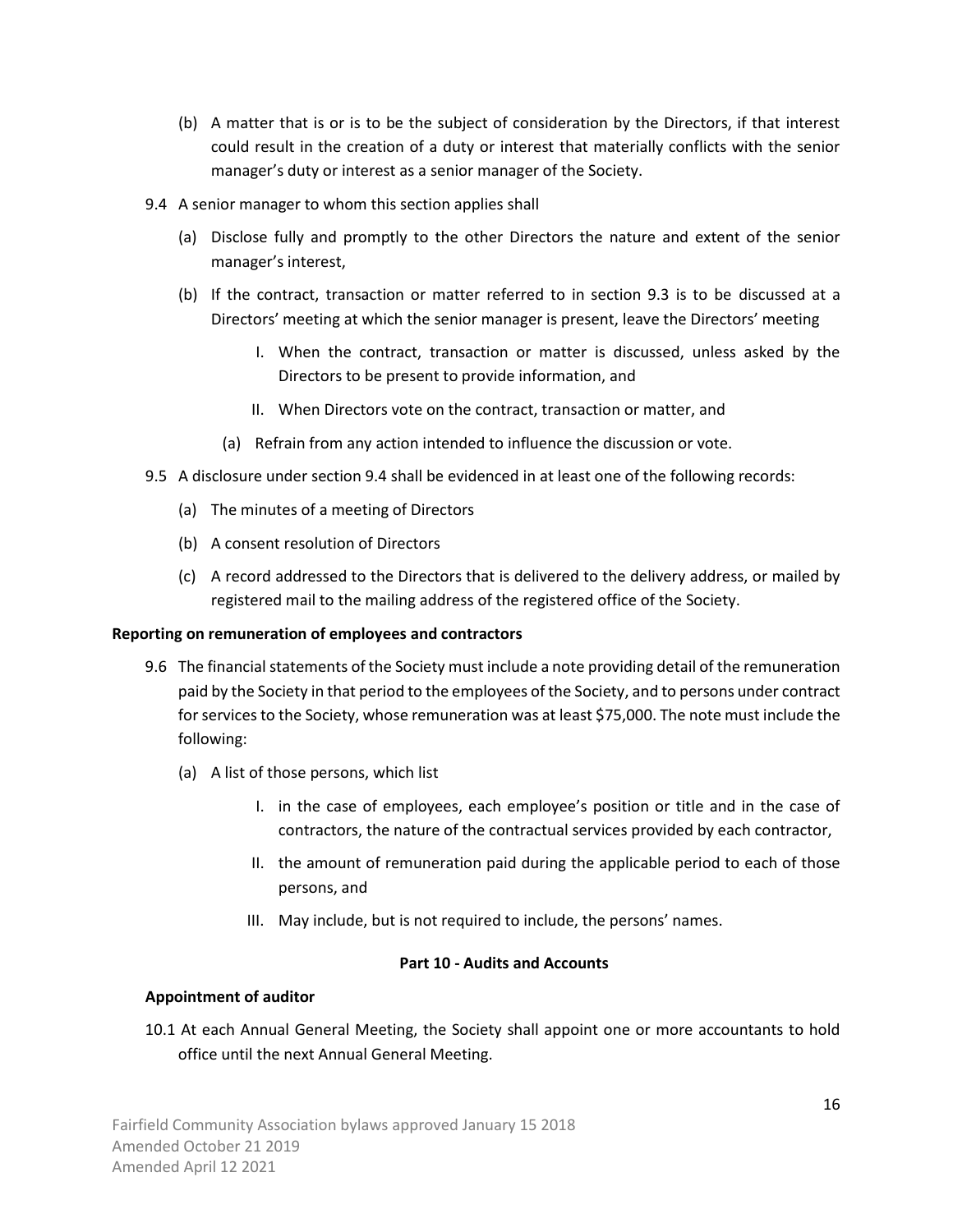(b) A matter that is or is to be the subject of consideration by the Directors, if that interest could result in the creation of a duty or interest that materially conflicts with the senior manager's duty or interest as a senior manager of the Society.

9.4 A senior manager to whom this section applies shall

(a) Disclose fully and promptly to the other Directors the nature and extent of the senior manager's interest,

(b) If the contract, transaction or matter referred to in section 9.3 is to be discussed at a Directors' meeting at which the senior manager is present, leave the Directors' meeting

I. When the contract, transaction or matter is discussed, unless asked by the Directors to be present to provide information, and

II. When Directors vote on the contract, transaction or matter, and

(a) Refrain from any action intended to influence the discussion or vote.

9.5 A disclosure under section 9.4 shall be evidenced in at least one of the following records:

(a) The minutes of a meeting of Directors

(b) A consent resolution of Directors

(c) A record addressed to the Directors that is delivered to the delivery address, or mailed by registered mail to the mailing address of the registered office of the Society.

**Reporting on remuneration of employees and contractors**

9.6 The financial statements of the Society must include a note providing detail of the remuneration paid by the Society in that period to the employees of the Society, and to persons under contract for services to the Society, whose remuneration was at least $75,000. The note must include the following:

(a) A list of those persons, which list

I. in the case of employees, each employee's position or title and in the case of contractors, the nature of the contractual services provided by each contractor,

II. the amount of remuneration paid during the applicable period to each of those persons, and

III. May include, but is not required to include, the persons' names.

## Part 10 - Audits and Accounts

**Appointment of auditor**

10.1 At each Annual General Meeting, the Society shall appoint one or more accountants to hold office until the next Annual General Meeting.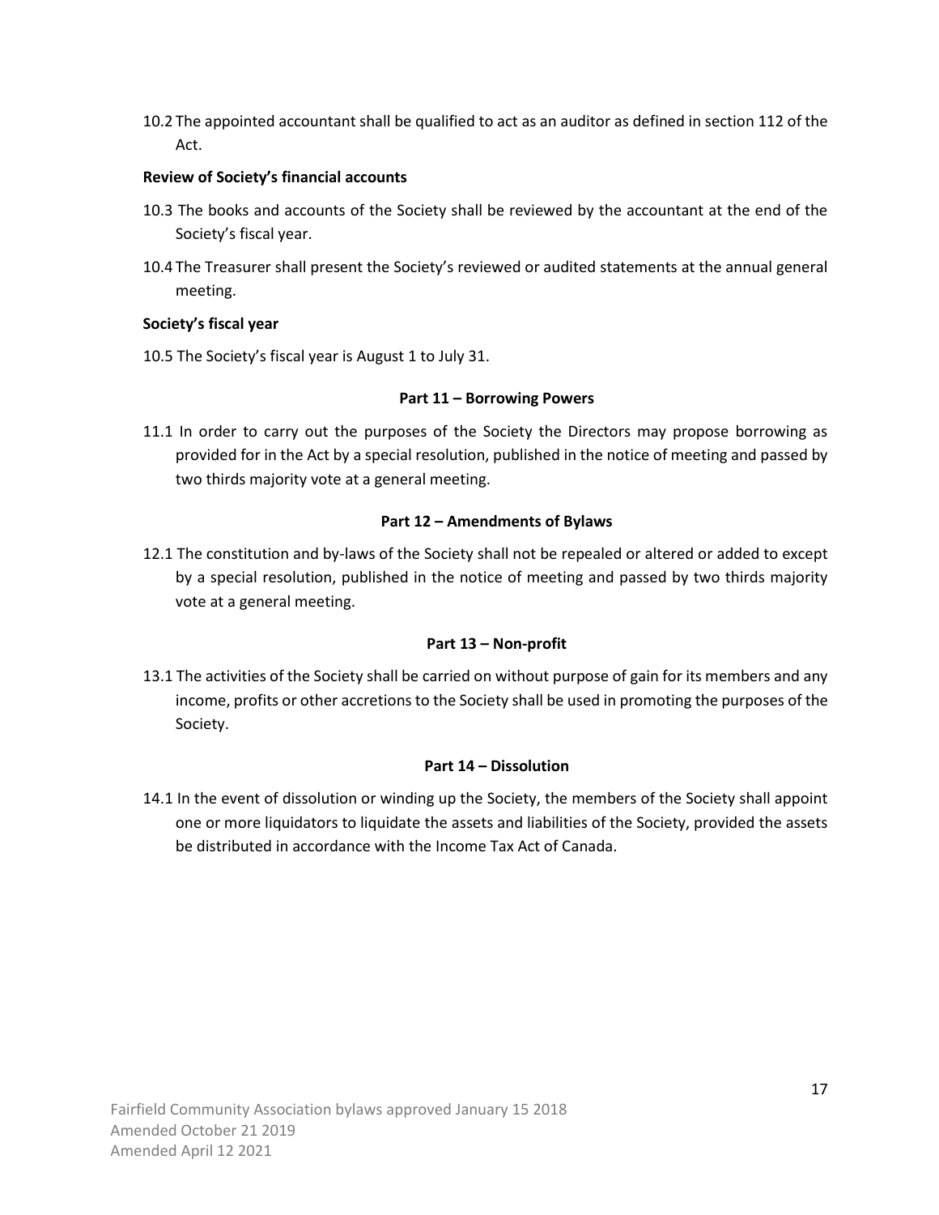10.2 The appointed accountant shall be qualified to act as an auditor as defined in section 112 of the Act.

**Review of Society's financial accounts**

10.3 The books and accounts of the Society shall be reviewed by the accountant at the end of the Society's fiscal year.

10.4 The Treasurer shall present the Society's reviewed or audited statements at the annual general meeting.

**Society's fiscal year**

10.5 The Society's fiscal year is August 1 to July 31.

## Part 11 – Borrowing Powers

11.1 In order to carry out the purposes of the Society the Directors may propose borrowing as provided for in the Act by a special resolution, published in the notice of meeting and passed by two thirds majority vote at a general meeting.

## Part 12 – Amendments of Bylaws

12.1 The constitution and by-laws of the Society shall not be repealed or altered or added to except by a special resolution, published in the notice of meeting and passed by two thirds majority vote at a general meeting.

## Part 13 – Non-profit

13.1 The activities of the Society shall be carried on without purpose of gain for its members and any income, profits or other accretions to the Society shall be used in promoting the purposes of the Society.

## Part 14 – Dissolution

14.1 In the event of dissolution or winding up the Society, the members of the Society shall appoint one or more liquidators to liquidate the assets and liabilities of the Society, provided the assets be distributed in accordance with the Income Tax Act of Canada.